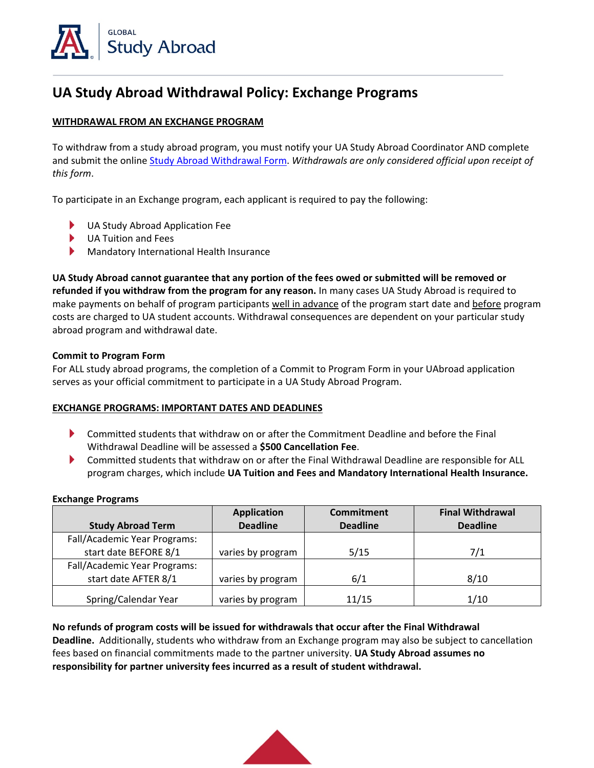GLOBAL
Study Abroad

# UA Study Abroad Withdrawal Policy: Exchange Programs

## WITHDRAWAL FROM AN EXCHANGE PROGRAM

To withdraw from a study abroad program, you must notify your UA Study Abroad Coordinator AND complete and submit the online Study Abroad Withdrawal Form. *Withdrawals are only considered official upon receipt of this form*.

To participate in an Exchange program, each applicant is required to pay the following:

- UA Study Abroad Application Fee
- UA Tuition and Fees
- Mandatory International Health Insurance

**UA Study Abroad cannot guarantee that any portion of the fees owed or submitted will be removed or refunded if you withdraw from the program for any reason.** In many cases UA Study Abroad is required to make payments on behalf of program participants well in advance of the program start date and before program costs are charged to UA student accounts. Withdrawal consequences are dependent on your particular study abroad program and withdrawal date.

**Commit to Program Form**

For ALL study abroad programs, the completion of a Commit to Program Form in your UAbroad application serves as your official commitment to participate in a UA Study Abroad Program.

## EXCHANGE PROGRAMS: IMPORTANT DATES AND DEADLINES

- Committed students that withdraw on or after the Commitment Deadline and before the Final Withdrawal Deadline will be assessed a **$500 Cancellation Fee**.
- Committed students that withdraw on or after the Final Withdrawal Deadline are responsible for ALL program charges, which include **UA Tuition and Fees and Mandatory International Health Insurance.**

**Exchange Programs**

| Study Abroad Term | Application Deadline | Commitment Deadline | Final Withdrawal Deadline |
|---|---|---|---|
| Fall/Academic Year Programs: start date BEFORE 8/1 | varies by program | 5/15 | 7/1 |
| Fall/Academic Year Programs: start date AFTER 8/1 | varies by program | 6/1 | 8/10 |
| Spring/Calendar Year | varies by program | 11/15 | 1/10 |

**No refunds of program costs will be issued for withdrawals that occur after the Final Withdrawal Deadline.** Additionally, students who withdraw from an Exchange program may also be subject to cancellation fees based on financial commitments made to the partner university. **UA Study Abroad assumes no responsibility for partner university fees incurred as a result of student withdrawal.**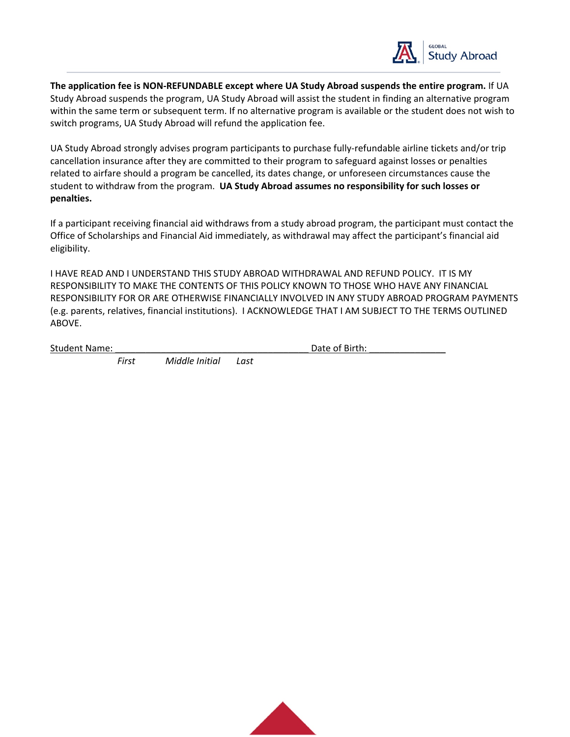**The application fee is NON-REFUNDABLE except where UA Study Abroad suspends the entire program.** If UA Study Abroad suspends the program, UA Study Abroad will assist the student in finding an alternative program within the same term or subsequent term. If no alternative program is available or the student does not wish to switch programs, UA Study Abroad will refund the application fee.

UA Study Abroad strongly advises program participants to purchase fully-refundable airline tickets and/or trip cancellation insurance after they are committed to their program to safeguard against losses or penalties related to airfare should a program be cancelled, its dates change, or unforeseen circumstances cause the student to withdraw from the program. **UA Study Abroad assumes no responsibility for such losses or penalties.**

If a participant receiving financial aid withdraws from a study abroad program, the participant must contact the Office of Scholarships and Financial Aid immediately, as withdrawal may affect the participant's financial aid eligibility.

I HAVE READ AND I UNDERSTAND THIS STUDY ABROAD WITHDRAWAL AND REFUND POLICY. IT IS MY RESPONSIBILITY TO MAKE THE CONTENTS OF THIS POLICY KNOWN TO THOSE WHO HAVE ANY FINANCIAL RESPONSIBILITY FOR OR ARE OTHERWISE FINANCIALLY INVOLVED IN ANY STUDY ABROAD PROGRAM PAYMENTS (e.g. parents, relatives, financial institutions). I ACKNOWLEDGE THAT I AM SUBJECT TO THE TERMS OUTLINED ABOVE.

Student Name: ______________________________________ Date of Birth: _______________

*First Middle Initial Last*